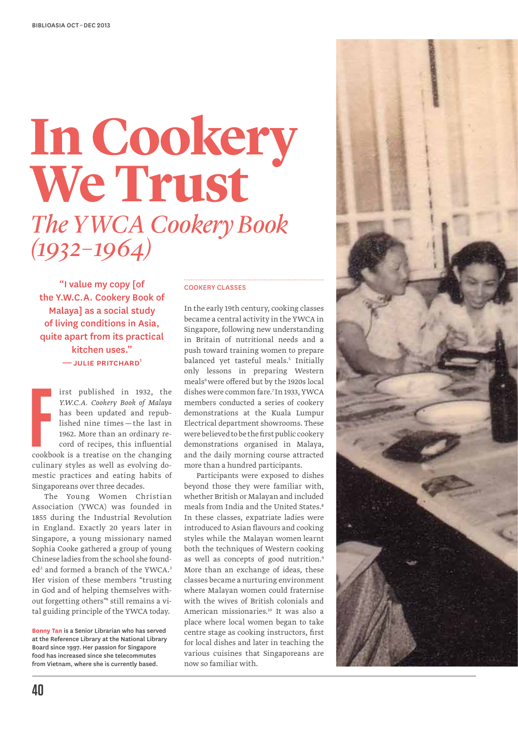# In Cookery We Trust

## *The YWCA Cookery Book (1932–1964)*

> "I value my copy [of the Y.W.C.A. Cookery Book of Malaya] as a social study of living conditions in Asia, quite apart from its practical kitchen uses."
>
> — JULIE PRITCHARD[1]

First published in 1932, the *Y.W.C.A. Cookery Book of Malaya* has been updated and republished nine times — the last in 1962. More than an ordinary record of recipes, this influential cookbook is a treatise on the changing culinary styles as well as evolving domestic practices and eating habits of Singaporeans over three decades.

The Young Women Christian Association (YWCA) was founded in 1855 during the Industrial Revolution in England. Exactly 20 years later in Singapore, a young missionary named Sophia Cooke gathered a group of young Chinese ladies from the school she founded[2] and formed a branch of the YWCA.[3] Her vision of these members "trusting in God and of helping themselves without forgetting others"[4] still remains a vital guiding principle of the YWCA today.

**Bonny Tan** is a Senior Librarian who has served at the Reference Library at the National Library Board since 1997. Her passion for Singapore food has increased since she telecommutes from Vietnam, where she is currently based.

### COOKERY CLASSES

In the early 19th century, cooking classes became a central activity in the YWCA in Singapore, following new understanding in Britain of nutritional needs and a push toward training women to prepare balanced yet tasteful meals.[5] Initially only lessons in preparing Western meals[6] were offered but by the 1920s local dishes were common fare.[7] In 1933, YWCA members conducted a series of cookery demonstrations at the Kuala Lumpur Electrical department showrooms. These were believed to be the first public cookery demonstrations organised in Malaya, and the daily morning course attracted more than a hundred participants.

Participants were exposed to dishes beyond those they were familiar with, whether British or Malayan and included meals from India and the United States.[8] In these classes, expatriate ladies were introduced to Asian flavours and cooking styles while the Malayan women learnt both the techniques of Western cooking as well as concepts of good nutrition.[9] More than an exchange of ideas, these classes became a nurturing environment where Malayan women could fraternise with the wives of British colonials and American missionaries.[10] It was also a place where local women began to take centre stage as cooking instructors, first for local dishes and later in teaching the various cuisines that Singaporeans are now so familiar with.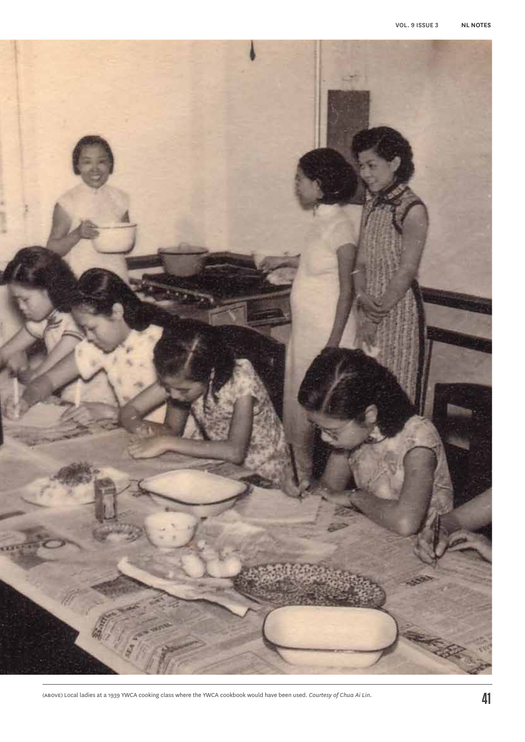(ABOVE) Local ladies at a 1939 YWCA cooking class where the YWCA cookbook would have been used. *Courtesy of Chua Ai Lin.*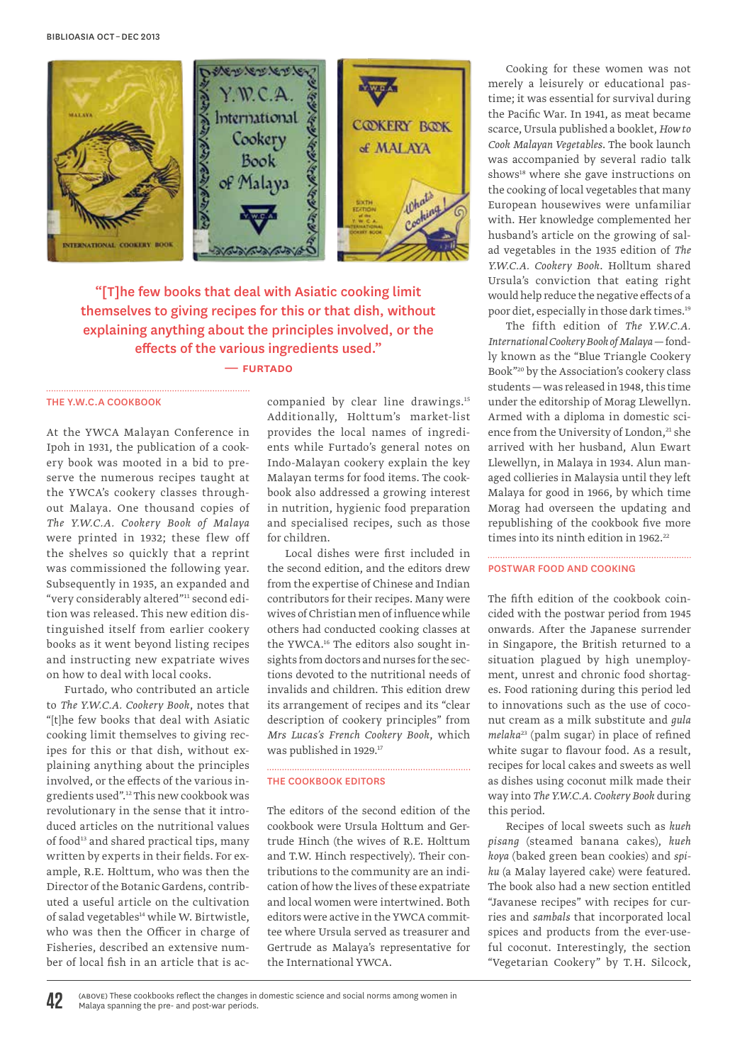“[T]he few books that deal with Asiatic cooking limit themselves to giving recipes for this or that dish, without explaining anything about the principles involved, or the effects of the various ingredients used.”

— FURTADO

### THE Y.W.C.A COOKBOOK

At the YWCA Malayan Conference in Ipoh in 1931, the publication of a cookery book was mooted in a bid to preserve the numerous recipes taught at the YWCA's cookery classes throughout Malaya. One thousand copies of *The Y.W.C.A. Cookery Book of Malaya* were printed in 1932; these flew off the shelves so quickly that a reprint was commissioned the following year. Subsequently in 1935, an expanded and "very considerably altered"[11] second edition was released. This new edition distinguished itself from earlier cookery books as it went beyond listing recipes and instructing new expatriate wives on how to deal with local cooks.

Furtado, who contributed an article to *The Y.W.C.A. Cookery Book*, notes that "[t]he few books that deal with Asiatic cooking limit themselves to giving recipes for this or that dish, without explaining anything about the principles involved, or the effects of the various ingredients used".[12] This new cookbook was revolutionary in the sense that it introduced articles on the nutritional values of food[13] and shared practical tips, many written by experts in their fields. For example, R.E. Holttum, who was then the Director of the Botanic Gardens, contributed a useful article on the cultivation of salad vegetables[14] while W. Birtwistle, who was then the Officer in charge of Fisheries, described an extensive number of local fish in an article that is accompanied by clear line drawings.[15] Additionally, Holttum's market-list provides the local names of ingredients while Furtado's general notes on Indo-Malayan cookery explain the key Malayan terms for food items. The cookbook also addressed a growing interest in nutrition, hygienic food preparation and specialised recipes, such as those for children.

Local dishes were first included in the second edition, and the editors drew from the expertise of Chinese and Indian contributors for their recipes. Many were wives of Christian men of influence while others had conducted cooking classes at the YWCA.[16] The editors also sought insights from doctors and nurses for the sections devoted to the nutritional needs of invalids and children. This edition drew its arrangement of recipes and its "clear description of cookery principles" from *Mrs Lucas's French Cookery Book*, which was published in 1929.[17]

### THE COOKBOOK EDITORS

The editors of the second edition of the cookbook were Ursula Holttum and Gertrude Hinch (the wives of R.E. Holttum and T.W. Hinch respectively). Their contributions to the community are an indication of how the lives of these expatriate and local women were intertwined. Both editors were active in the YWCA committee where Ursula served as treasurer and Gertrude as Malaya's representative for the International YWCA.

Cooking for these women was not merely a leisurely or educational pastime; it was essential for survival during the Pacific War. In 1941, as meat became scarce, Ursula published a booklet, *How to Cook Malayan Vegetables*. The book launch was accompanied by several radio talk shows[18] where she gave instructions on the cooking of local vegetables that many European housewives were unfamiliar with. Her knowledge complemented her husband's article on the growing of salad vegetables in the 1935 edition of *The Y.W.C.A. Cookery Book*. Holttum shared Ursula's conviction that eating right would help reduce the negative effects of a poor diet, especially in those dark times.[19]

The fifth edition of *The Y.W.C.A. International Cookery Book of Malaya* — fondly known as the "Blue Triangle Cookery Book"[20] by the Association's cookery class students — was released in 1948, this time under the editorship of Morag Llewellyn. Armed with a diploma in domestic science from the University of London,[21] she arrived with her husband, Alun Ewart Llewellyn, in Malaya in 1934. Alun managed collieries in Malaysia until they left Malaya for good in 1966, by which time Morag had overseen the updating and republishing of the cookbook five more times into its ninth edition in 1962.[22]

### POSTWAR FOOD AND COOKING

The fifth edition of the cookbook coincided with the postwar period from 1945 onwards. After the Japanese surrender in Singapore, the British returned to a situation plagued by high unemployment, unrest and chronic food shortages. Food rationing during this period led to innovations such as the use of coconut cream as a milk substitute and *gula melaka*[23] (palm sugar) in place of refined white sugar to flavour food. As a result, recipes for local cakes and sweets as well as dishes using coconut milk made their way into *The Y.W.C.A. Cookery Book* during this period.

Recipes of local sweets such as *kueh pisang* (steamed banana cakes), *kueh koya* (baked green bean cookies) and *spiku* (a Malay layered cake) were featured. The book also had a new section entitled "Javanese recipes" with recipes for curries and *sambals* that incorporated local spices and products from the ever-useful coconut. Interestingly, the section "Vegetarian Cookery" by T.H. Silcock,

(ABOVE) These cookbooks reflect the changes in domestic science and social norms among women in Malaya spanning the pre- and post-war periods.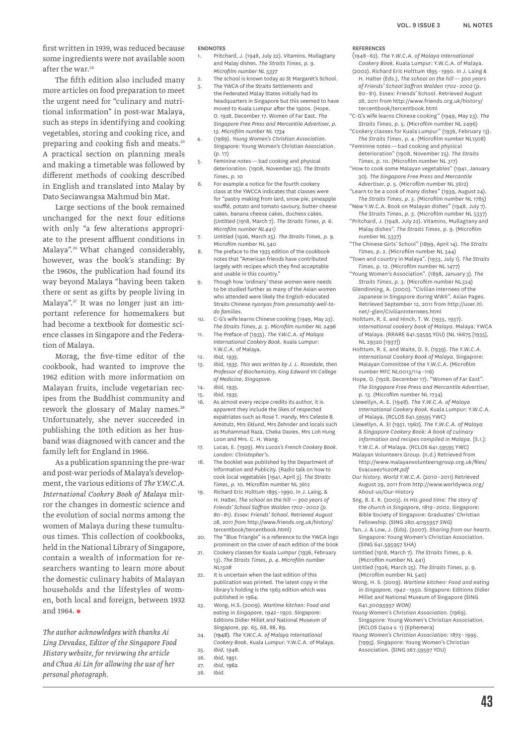first written in 1939, was reduced because some ingredients were not available soon after the war.[24]

The fifth edition also included many more articles on food preparation to meet the urgent need for "culinary and nutritional information" in post-war Malaya, such as steps in identifying and cooking vegetables, storing and cooking rice, and preparing and cooking fish and meats.[25] A practical section on planning meals and making a timetable was followed by different methods of cooking described in English and translated into Malay by Dato Seciawangsa Mahmud bin Mat.

Large sections of the book remained unchanged for the next four editions with only "a few alterations appropriate to the present affluent conditions in Malaya".[26] What changed considerably, however, was the book's standing: By the 1960s, the publication had found its way beyond Malaya "having been taken there or sent as gifts by people living in Malaya".[27] It was no longer just an important reference for homemakers but had become a textbook for domestic science classes in Singapore and the Federation of Malaya.

Morag, the five-time editor of the cookbook, had wanted to improve the 1962 edition with more information on Malayan fruits, include vegetarian recipes from the Buddhist community and rework the glossary of Malay names.[28] Unfortunately, she never succeeded in publishing the 10th edition as her husband was diagnosed with cancer and the family left for England in 1966.

As a publication spanning the pre-war and post-war periods of Malaya's development, the various editions of *The Y.W.C.A. International Cookery Book of Malaya* mirror the changes in domestic science and the evolution of social norms among the women of Malaya during these tumultuous times. This collection of cookbooks, held in the National Library of Singapore, contain a wealth of information for researchers wanting to learn more about the domestic culinary habits of Malayan households and the lifestyles of women, both local and foreign, between 1932 and 1964. ●

*The author acknowledges with thanks Ai Ling Devadas, Editor of the Singapore Food History website, for reviewing the article and Chua Ai Lin for allowing the use of her personal photograph.*

## ENDNOTES

1. Pritchard, J. (1948, July 22). Vitamins, Mullagtany and Malay dishes. *The Straits Times, p. 9. Microfilm number NL 5337*
2. The school is known today as St Margaret's School.
3. The YWCA of the Straits Settlements and the Federated Malay States initially had its headquarters in Singapore but this seemed to have moved to Kuala Lumpur after the 1920s. (Hope, O. 1928, December 17. Women of Far East. *The Singapore Free Press and Mercantile Advertiser, p. 13. Microfilm number NL 1734*
4. (1969). *Young Women's Christian Association.* Singapore: Young Women's Christian Association. (p. 17)
5. Feminine notes — bad cooking and physical deterioration. (1908, November 25). *The Straits Times, p. 10*
6. For example a notice for the fourth cookery class at the YWCCA indicates that classes were for "pastry making from lard, snow pie, pineapple soufflé, potato and tomato savoury, butter-cheese cakes, banana cheese cakes, duchess cakes. (Untitled (1918, March 7). *The Straits Times, p. 6. Microfilm number NL441)*
7. Untitled (1926, March 25). *The Straits Times, p. 9.* Microfilm number NL 540
8. The preface to the 1935 edition of the cookbook notes that "American friends have contributed largely with recipes which they find acceptable and usable in this country."
9. Though how 'ordinary' these women were needs to be studied further as many of the Asian women who attended were likely the English-educated Straits Chinese *nyonyas from presumably well-to-do families.*
10. C-G's wife learns Chinese cooking (1949, May 23). *The Straits Times, p. 5. Microfilm number NL 2496*
11. The Preface of (1935). *The Y.W.C.A. of Malaya International Cookery Book.* Kuala Lumpur: Y.W.C.A. of Malaya.
12. *Ibid, 1935.*
13. *Ibid, 1935. This was written by J. L. Rosedale, then Professor of Biochemistry, King Edward VII College of Medicine, Singapore.*
14. *Ibid, 1935.*
15. *Ibid, 1935.*
16. As almost every recipe credits its author, it is apparent they include the likes of respected expatriates such as Rose T. Handy, Mrs Celeste B. Amstutz, Mrs Eklund, Mrs Zehnder and locals such as Muhammad Raza, Cheka Davies, Mrs Loh Hung Loon and Mrs. C. H. Wang.
17. Lucas, E. (1929). *Mrs Lucas's French Cookery Book. London: Christopher's.*
18. The booklet was published by the Department of Information and Publicity. (Radio talk on how to cook local vegetables [1941, April 3]. *The Straits Times, p. 10.* Microfilm number NL 3612
19. Richard Eric Holttum 1895–1990. In J. Laing, & H. Halter, *The school on the hill — 300 years of Friends' School Saffron Walden 1702–2002 (p. 80–81). Essex: Friends' School. Retrieved August 28, 2011 from* http://www.friends.org.uk/history/tercentbook/tercentbook.html)
20. The "Blue Triangle" is a reference to the YWCA logo prominent on the cover of each edition of the book
21. Cookery classes for Kuala Lumpur (1936, February 13). *The Straits Times, p. 4. Microfilm number NL1508*
22. It is uncertain when the last edition of this publication was printed. The latest copy in the library's holding is the 1963 edition which was published in 1964.
23. Wong, H.S. (2009). *Wartime kitchen: Food and eating in Singapore, 1942–1950.* Singapore: Editions Didier Millet and National Museum of Singapore, pp. 65, 68, 88, 89.
24. (1948). *The Y.W.C.A. of Malaya International Cookery Book.* Kuala Lumpur: Y.W.C.A. of Malaya.
25. *Ibid, 1948.*
26. *Ibid*, 1951.
27. *Ibid*, 1962.
28. *Ibid.*

## REFERENCES

(1948–62). *The Y.W.C.A. of Malaya International Cookery Book.* Kuala Lumpur: Y.W.C.A. of Malaya.

(2002). Richard Eric Holttum 1895–1990. In J. Laing & H. Halter (Eds.), *The school on the hill — 300 years of Friends' School Saffron Walden 1702–2002* (p. 80–81). Essex: Friends' School. Retrieved August 28, 2011 from http://www.friends.org.uk/history/tercentbook/tercentbook.html

"C-G's wife learns Chinese cooking" (1949, May 23). *The Straits Times*, p. 5. (Microfilm number NL 2496)

"Cookery classes for Kuala Lumpur" (1936, February 13). *The Straits Times*, p. 4. (Microfilm number NL1508)

"Feminine notes — bad cooking and physical deterioration" (1908, November 25). *The Straits Times*, p. 10. (Microfilm number NL 317)

"How to cook some Malayan vegetables" (1941, January 30). *The Singapore Free Press and Mercantile Advertiser*, p. 5. (Microfilm number NL 3612)

"Learn to be a cook of many dishes" (1939, August 24). *The Straits Times, p. 5.* (Microfilm number NL 1785)

"New Y.W.C.A. Book on Malayan dishes" (1948, July 7). *The Straits Times, p. 5.* (Microfilm number NL 5337)

"Pritchard, J. (1948, July 22). Vitamins, Mullagtany and Malay dishes". *The Straits Times*, p. 9. (Microfilm number NL 5337)

"The Chinese Girls' School" (1899, April 14). *The Straits Times*, p. 2. (Microfilm number NL 344)

"Town and country in Malaya". (1933, July 1). *The Straits Times*, p. 12. (Microfilm number NL 1477)

"Young Women's Association". (1898, January 3). *The Straits Times*, p. 3. (Microfilm number NL324)

Glendinning, A. (2000). "Civilian internees of the Japanese in Singapore during WWII". Asian Pages. Retrieved September 12, 2011 from http://user.itl.net/~glen/CivilianInternees.html

Holttum, R. E. and Hinch, T. W. (1935, 1937). *International cookery book of Malaya.* Malaya: YWCA of Malaya. (RRARE 641.59595 YOU) (NL 16675 [1935], NL 29320 [1937])

Holttum, R. E. and Waite, D. S. (1939). *The Y.W.C.A. International Cookery Book of Malaya.* Singapore: Malayan Committee of the Y.W.C.A. (Microfilm number MFC NL0013/114–116)

Hope, O. (1928, December 17). "Women of Far East". *The Singapore Free Press and Mercantile Advertiser*, p. 13. (Microfilm number NL 1734)

Llewellyn, A. E. (1948). *The Y.W.C.A. of Malaya International Cookery Book.* Kuala Lumpur: Y.W.C.A. of Malaya. (RCLOS 641.59595 YWC)

Llewellyn, A. El (1951, 1962). *The Y.W.C.A. of Malaya & Singapore Cookery Book: A book of culinary information and recipes compiled in Malaya.* [S.l.]: Y.W.C.A. of Malaya. (RCLOS 641.59595 YWC)

Malayan Volunteers Group. (n.d.) Retrieved from http://www.malayanvolunteersgroup.org.uk/files/Evacuees%20M.pdf

*Our history. World Y.W.C.A.* (2010–2011) Retrieved August 29, 2011 from http://www.worldywca.org/About-us/Our-History

Sng, B. E. K. (2003). *In His good time: The story of the church in Singapore, 1819–2002.* Singapore: Bible Society of Singapore: Graduates' Christian Fellowship. (SING 280.4095957 SNG)

Tan, J. & Low, J. (Eds). (2007). *Sharing from our hearts.* Singapore: Young Women's Christian Association. (SING 641.595957 SHA)

Untitled (1918, March 7). *The Straits Times*, p. 6. (Microfilm number NL 441)

Untitled (1926, March 25). *The Straits Times*, p. 9. (Microfilm number NL 540)

Wong, H. S. (2009). *Wartime kitchen: Food and eating in Singapore, 1942–1950.* Singapore: Editions Didier Millet and National Museum of Singapore (SING 641.30095957 WON)

*Young Women's Christian Association.* (1969). Singapore: Young Women's Christian Association. (RCLOS 0404 v. 1) (Ephemera)

*Young Women's Christian Association: 1875–1995.* (1995). Singapore: Young Women's Christian Association. (SING 267.59597 YOU)